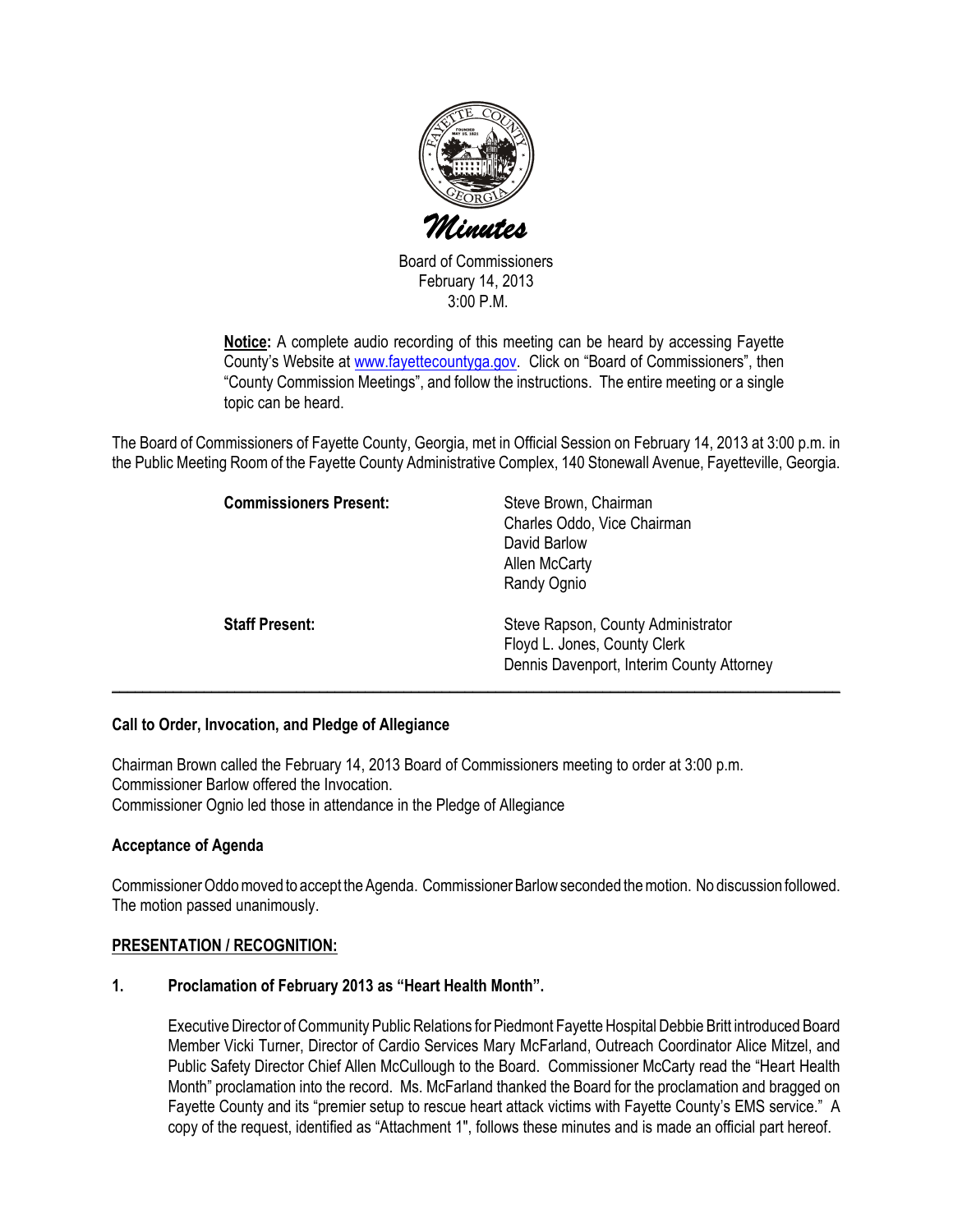# Minutes

Board of Commissioners
February 14, 2013
3:00 P.M.

**Notice:** A complete audio recording of this meeting can be heard by accessing Fayette County's Website at www.fayettecountyga.gov. Click on "Board of Commissioners", then "County Commission Meetings", and follow the instructions. The entire meeting or a single topic can be heard.

The Board of Commissioners of Fayette County, Georgia, met in Official Session on February 14, 2013 at 3:00 p.m. in the Public Meeting Room of the Fayette County Administrative Complex, 140 Stonewall Avenue, Fayetteville, Georgia.

| | |
|---|---|
| **Commissioners Present:** | Steve Brown, Chairman<br>Charles Oddo, Vice Chairman<br>David Barlow<br>Allen McCarty<br>Randy Ognio |
| **Staff Present:** | Steve Rapson, County Administrator<br>Floyd L. Jones, County Clerk<br>Dennis Davenport, Interim County Attorney |

---

**Call to Order, Invocation, and Pledge of Allegiance**

Chairman Brown called the February 14, 2013 Board of Commissioners meeting to order at 3:00 p.m.
Commissioner Barlow offered the Invocation.
Commissioner Ognio led those in attendance in the Pledge of Allegiance

**Acceptance of Agenda**

Commissioner Oddo moved to accept the Agenda. Commissioner Barlow seconded the motion. No discussion followed. The motion passed unanimously.

**PRESENTATION / RECOGNITION:**

**1. Proclamation of February 2013 as "Heart Health Month".**

Executive Director of Community Public Relations for Piedmont Fayette Hospital Debbie Britt introduced Board Member Vicki Turner, Director of Cardio Services Mary McFarland, Outreach Coordinator Alice Mitzel, and Public Safety Director Chief Allen McCullough to the Board. Commissioner McCarty read the "Heart Health Month" proclamation into the record. Ms. McFarland thanked the Board for the proclamation and bragged on Fayette County and its "premier setup to rescue heart attack victims with Fayette County's EMS service." A copy of the request, identified as "Attachment 1", follows these minutes and is made an official part hereof.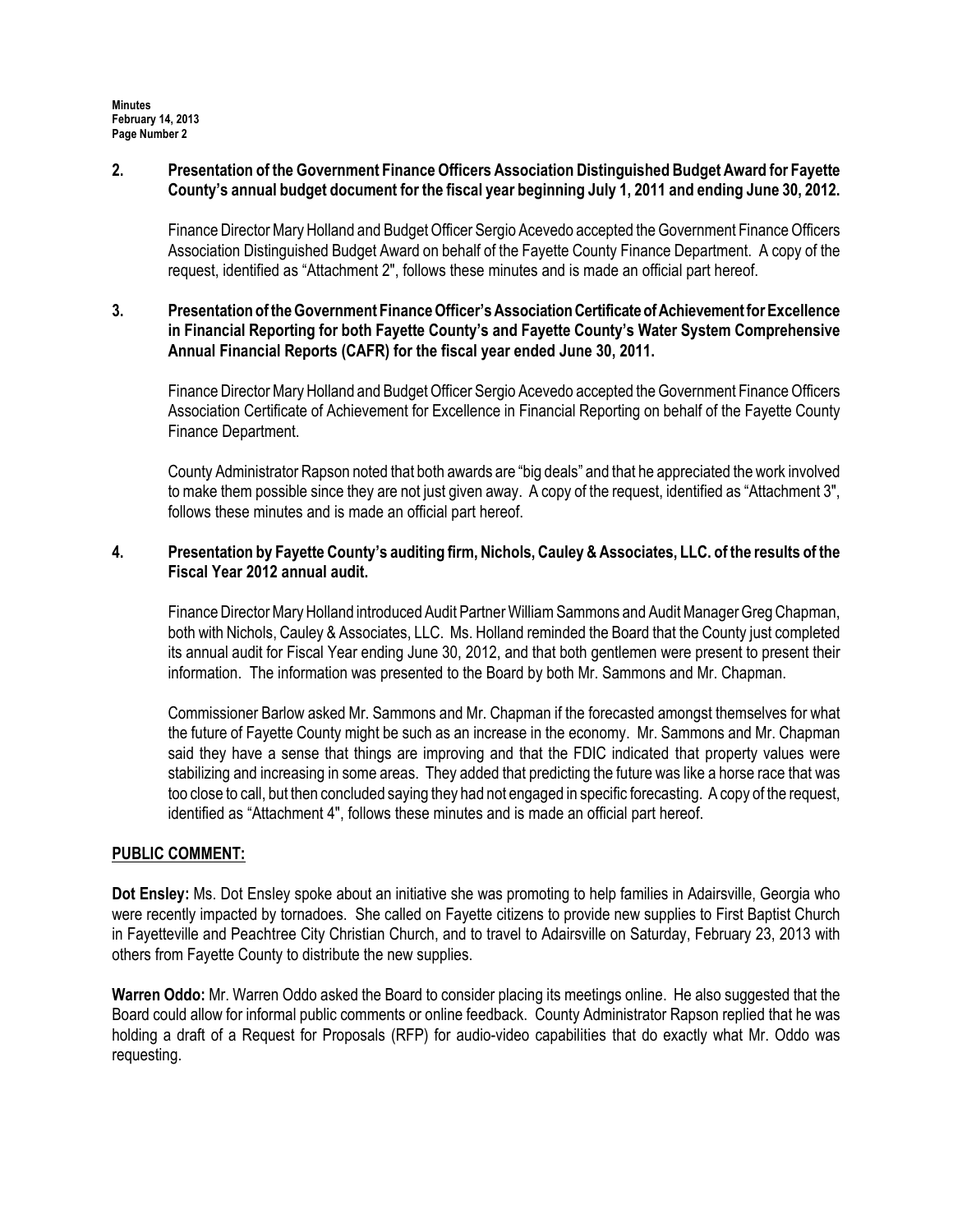**2. Presentation of the Government Finance Officers Association Distinguished Budget Award for Fayette County's annual budget document for the fiscal year beginning July 1, 2011 and ending June 30, 2012.**

Finance Director Mary Holland and Budget Officer Sergio Acevedo accepted the Government Finance Officers Association Distinguished Budget Award on behalf of the Fayette County Finance Department. A copy of the request, identified as "Attachment 2", follows these minutes and is made an official part hereof.

**3. Presentation of the Government Finance Officer's Association Certificate of Achievement for Excellence in Financial Reporting for both Fayette County's and Fayette County's Water System Comprehensive Annual Financial Reports (CAFR) for the fiscal year ended June 30, 2011.**

Finance Director Mary Holland and Budget Officer Sergio Acevedo accepted the Government Finance Officers Association Certificate of Achievement for Excellence in Financial Reporting on behalf of the Fayette County Finance Department.

County Administrator Rapson noted that both awards are "big deals" and that he appreciated the work involved to make them possible since they are not just given away. A copy of the request, identified as "Attachment 3", follows these minutes and is made an official part hereof.

**4. Presentation by Fayette County's auditing firm, Nichols, Cauley & Associates, LLC. of the results of the Fiscal Year 2012 annual audit.**

Finance Director Mary Holland introduced Audit Partner William Sammons and Audit Manager Greg Chapman, both with Nichols, Cauley & Associates, LLC. Ms. Holland reminded the Board that the County just completed its annual audit for Fiscal Year ending June 30, 2012, and that both gentlemen were present to present their information. The information was presented to the Board by both Mr. Sammons and Mr. Chapman.

Commissioner Barlow asked Mr. Sammons and Mr. Chapman if the forecasted amongst themselves for what the future of Fayette County might be such as an increase in the economy. Mr. Sammons and Mr. Chapman said they have a sense that things are improving and that the FDIC indicated that property values were stabilizing and increasing in some areas. They added that predicting the future was like a horse race that was too close to call, but then concluded saying they had not engaged in specific forecasting. A copy of the request, identified as "Attachment 4", follows these minutes and is made an official part hereof.

## PUBLIC COMMENT:

**Dot Ensley:** Ms. Dot Ensley spoke about an initiative she was promoting to help families in Adairsville, Georgia who were recently impacted by tornadoes. She called on Fayette citizens to provide new supplies to First Baptist Church in Fayetteville and Peachtree City Christian Church, and to travel to Adairsville on Saturday, February 23, 2013 with others from Fayette County to distribute the new supplies.

**Warren Oddo:** Mr. Warren Oddo asked the Board to consider placing its meetings online. He also suggested that the Board could allow for informal public comments or online feedback. County Administrator Rapson replied that he was holding a draft of a Request for Proposals (RFP) for audio-video capabilities that do exactly what Mr. Oddo was requesting.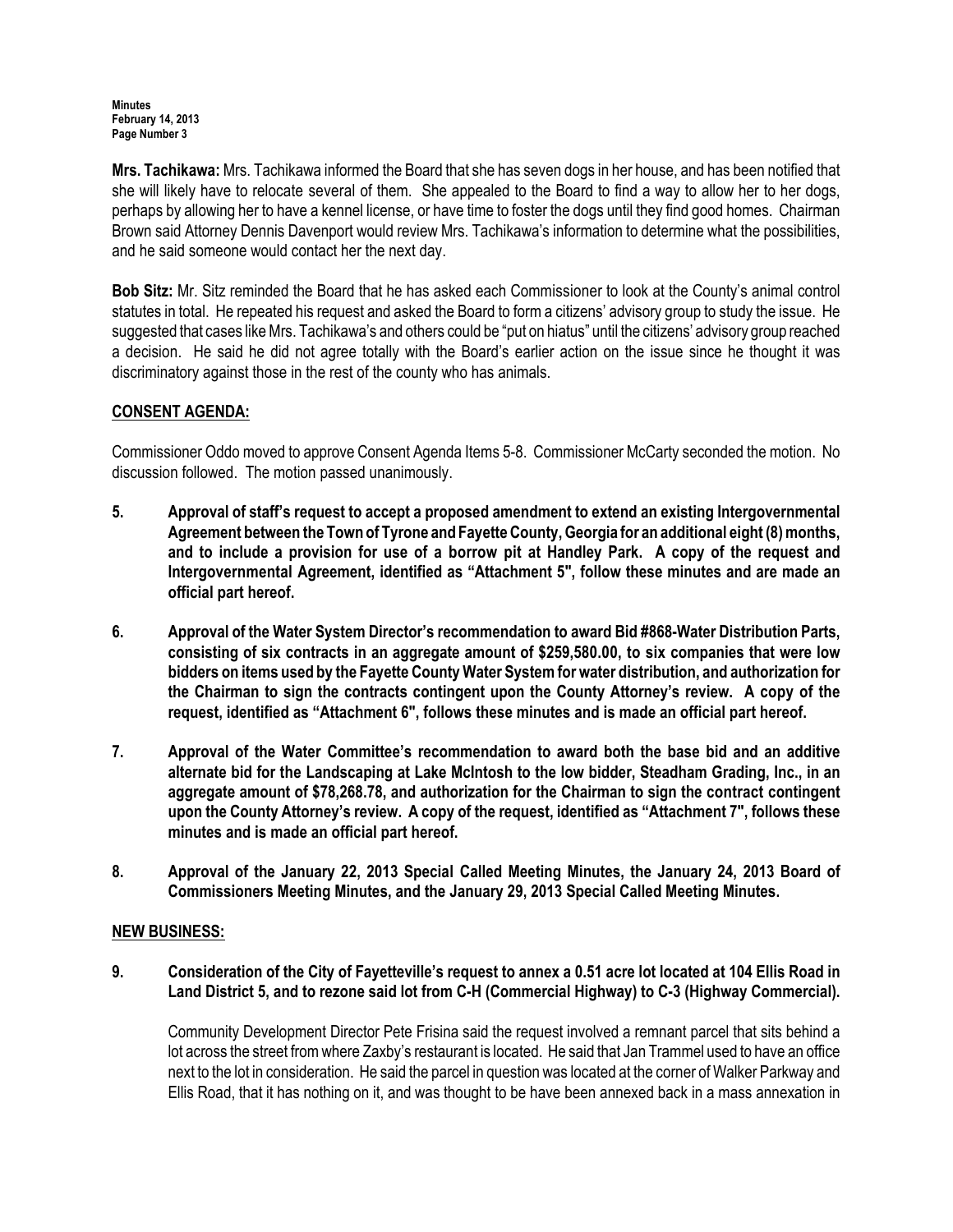**Mrs. Tachikawa:** Mrs. Tachikawa informed the Board that she has seven dogs in her house, and has been notified that she will likely have to relocate several of them. She appealed to the Board to find a way to allow her to her dogs, perhaps by allowing her to have a kennel license, or have time to foster the dogs until they find good homes. Chairman Brown said Attorney Dennis Davenport would review Mrs. Tachikawa's information to determine what the possibilities, and he said someone would contact her the next day.

**Bob Sitz:** Mr. Sitz reminded the Board that he has asked each Commissioner to look at the County's animal control statutes in total. He repeated his request and asked the Board to form a citizens' advisory group to study the issue. He suggested that cases like Mrs. Tachikawa's and others could be "put on hiatus" until the citizens' advisory group reached a decision. He said he did not agree totally with the Board's earlier action on the issue since he thought it was discriminatory against those in the rest of the county who has animals.

## CONSENT AGENDA:

Commissioner Oddo moved to approve Consent Agenda Items 5-8. Commissioner McCarty seconded the motion. No discussion followed. The motion passed unanimously.

**5. Approval of staff's request to accept a proposed amendment to extend an existing Intergovernmental Agreement between the Town of Tyrone and Fayette County, Georgia for an additional eight (8) months, and to include a provision for use of a borrow pit at Handley Park. A copy of the request and Intergovernmental Agreement, identified as "Attachment 5", follow these minutes and are made an official part hereof.**

**6. Approval of the Water System Director's recommendation to award Bid #868-Water Distribution Parts, consisting of six contracts in an aggregate amount of $259,580.00, to six companies that were low bidders on items used by the Fayette County Water System for water distribution, and authorization for the Chairman to sign the contracts contingent upon the County Attorney's review. A copy of the request, identified as "Attachment 6", follows these minutes and is made an official part hereof.**

**7. Approval of the Water Committee's recommendation to award both the base bid and an additive alternate bid for the Landscaping at Lake McIntosh to the low bidder, Steadham Grading, Inc., in an aggregate amount of $78,268.78, and authorization for the Chairman to sign the contract contingent upon the County Attorney's review. A copy of the request, identified as "Attachment 7", follows these minutes and is made an official part hereof.**

**8. Approval of the January 22, 2013 Special Called Meeting Minutes, the January 24, 2013 Board of Commissioners Meeting Minutes, and the January 29, 2013 Special Called Meeting Minutes.**

## NEW BUSINESS:

**9. Consideration of the City of Fayetteville's request to annex a 0.51 acre lot located at 104 Ellis Road in Land District 5, and to rezone said lot from C-H (Commercial Highway) to C-3 (Highway Commercial).**

Community Development Director Pete Frisina said the request involved a remnant parcel that sits behind a lot across the street from where Zaxby's restaurant is located. He said that Jan Trammel used to have an office next to the lot in consideration. He said the parcel in question was located at the corner of Walker Parkway and Ellis Road, that it has nothing on it, and was thought to be have been annexed back in a mass annexation in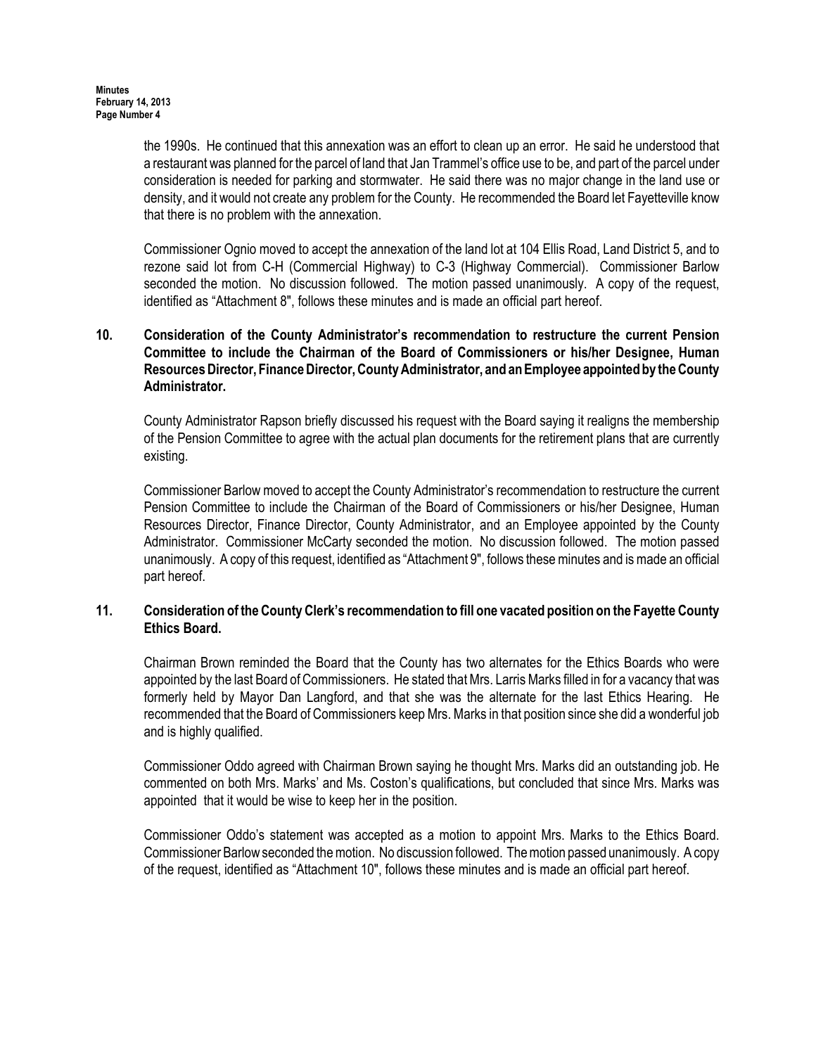the 1990s. He continued that this annexation was an effort to clean up an error. He said he understood that a restaurant was planned for the parcel of land that Jan Trammel's office use to be, and part of the parcel under consideration is needed for parking and stormwater. He said there was no major change in the land use or density, and it would not create any problem for the County. He recommended the Board let Fayetteville know that there is no problem with the annexation.

Commissioner Ognio moved to accept the annexation of the land lot at 104 Ellis Road, Land District 5, and to rezone said lot from C-H (Commercial Highway) to C-3 (Highway Commercial). Commissioner Barlow seconded the motion. No discussion followed. The motion passed unanimously. A copy of the request, identified as "Attachment 8", follows these minutes and is made an official part hereof.

**10. Consideration of the County Administrator's recommendation to restructure the current Pension Committee to include the Chairman of the Board of Commissioners or his/her Designee, Human Resources Director, Finance Director, County Administrator, and an Employee appointed by the County Administrator.**

County Administrator Rapson briefly discussed his request with the Board saying it realigns the membership of the Pension Committee to agree with the actual plan documents for the retirement plans that are currently existing.

Commissioner Barlow moved to accept the County Administrator's recommendation to restructure the current Pension Committee to include the Chairman of the Board of Commissioners or his/her Designee, Human Resources Director, Finance Director, County Administrator, and an Employee appointed by the County Administrator. Commissioner McCarty seconded the motion. No discussion followed. The motion passed unanimously. A copy of this request, identified as "Attachment 9", follows these minutes and is made an official part hereof.

**11. Consideration of the County Clerk's recommendation to fill one vacated position on the Fayette County Ethics Board.**

Chairman Brown reminded the Board that the County has two alternates for the Ethics Boards who were appointed by the last Board of Commissioners. He stated that Mrs. Larris Marks filled in for a vacancy that was formerly held by Mayor Dan Langford, and that she was the alternate for the last Ethics Hearing. He recommended that the Board of Commissioners keep Mrs. Marks in that position since she did a wonderful job and is highly qualified.

Commissioner Oddo agreed with Chairman Brown saying he thought Mrs. Marks did an outstanding job. He commented on both Mrs. Marks' and Ms. Coston's qualifications, but concluded that since Mrs. Marks was appointed that it would be wise to keep her in the position.

Commissioner Oddo's statement was accepted as a motion to appoint Mrs. Marks to the Ethics Board. Commissioner Barlow seconded the motion. No discussion followed. The motion passed unanimously. A copy of the request, identified as "Attachment 10", follows these minutes and is made an official part hereof.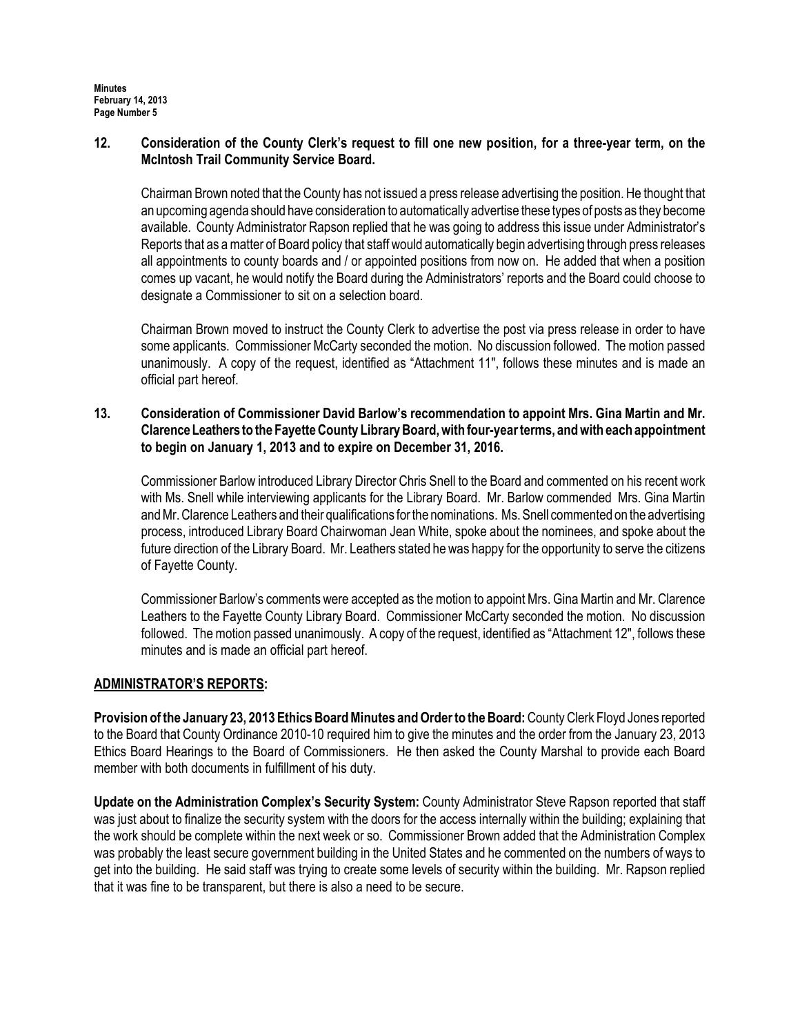**12. Consideration of the County Clerk's request to fill one new position, for a three-year term, on the McIntosh Trail Community Service Board.**

Chairman Brown noted that the County has not issued a press release advertising the position. He thought that an upcoming agenda should have consideration to automatically advertise these types of posts as they become available. County Administrator Rapson replied that he was going to address this issue under Administrator's Reports that as a matter of Board policy that staff would automatically begin advertising through press releases all appointments to county boards and / or appointed positions from now on. He added that when a position comes up vacant, he would notify the Board during the Administrators' reports and the Board could choose to designate a Commissioner to sit on a selection board.

Chairman Brown moved to instruct the County Clerk to advertise the post via press release in order to have some applicants. Commissioner McCarty seconded the motion. No discussion followed. The motion passed unanimously. A copy of the request, identified as "Attachment 11", follows these minutes and is made an official part hereof.

**13. Consideration of Commissioner David Barlow's recommendation to appoint Mrs. Gina Martin and Mr. Clarence Leathers to the Fayette County Library Board, with four-year terms, and with each appointment to begin on January 1, 2013 and to expire on December 31, 2016.**

Commissioner Barlow introduced Library Director Chris Snell to the Board and commented on his recent work with Ms. Snell while interviewing applicants for the Library Board. Mr. Barlow commended Mrs. Gina Martin and Mr. Clarence Leathers and their qualifications for the nominations. Ms. Snell commented on the advertising process, introduced Library Board Chairwoman Jean White, spoke about the nominees, and spoke about the future direction of the Library Board. Mr. Leathers stated he was happy for the opportunity to serve the citizens of Fayette County.

Commissioner Barlow's comments were accepted as the motion to appoint Mrs. Gina Martin and Mr. Clarence Leathers to the Fayette County Library Board. Commissioner McCarty seconded the motion. No discussion followed. The motion passed unanimously. A copy of the request, identified as "Attachment 12", follows these minutes and is made an official part hereof.

## ADMINISTRATOR'S REPORTS:

**Provision of the January 23, 2013 Ethics Board Minutes and Order to the Board:** County Clerk Floyd Jones reported to the Board that County Ordinance 2010-10 required him to give the minutes and the order from the January 23, 2013 Ethics Board Hearings to the Board of Commissioners. He then asked the County Marshal to provide each Board member with both documents in fulfillment of his duty.

**Update on the Administration Complex's Security System:** County Administrator Steve Rapson reported that staff was just about to finalize the security system with the doors for the access internally within the building; explaining that the work should be complete within the next week or so. Commissioner Brown added that the Administration Complex was probably the least secure government building in the United States and he commented on the numbers of ways to get into the building. He said staff was trying to create some levels of security within the building. Mr. Rapson replied that it was fine to be transparent, but there is also a need to be secure.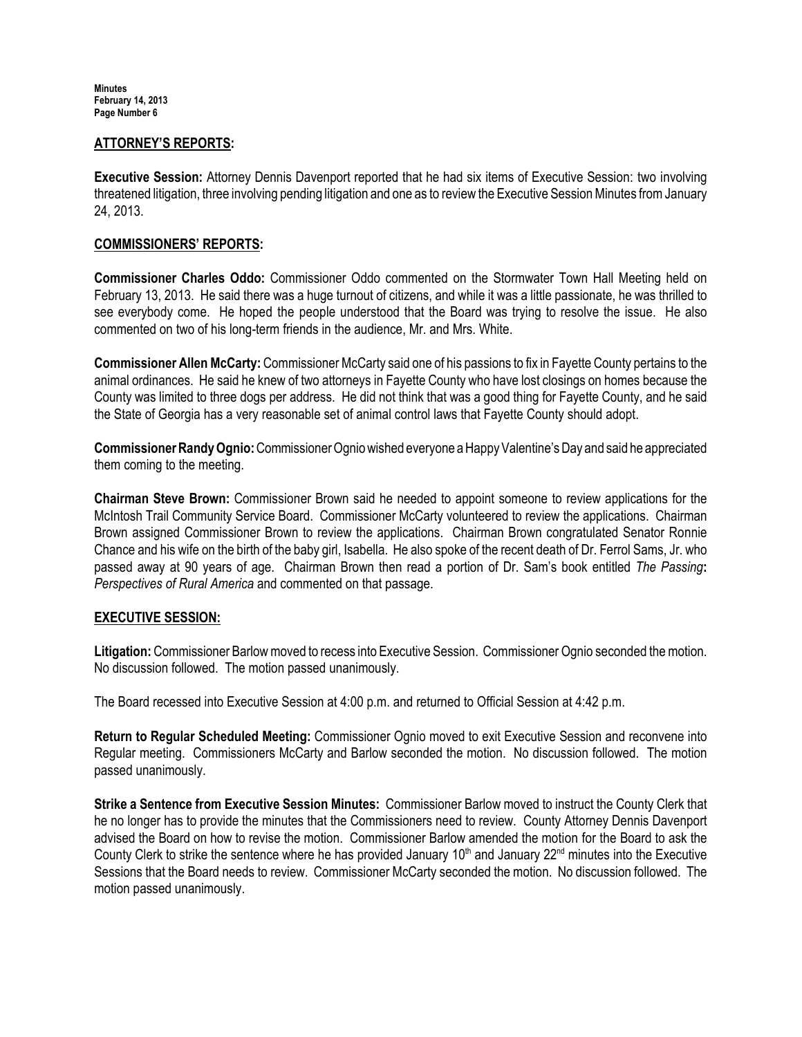## ATTORNEY'S REPORTS:

**Executive Session:** Attorney Dennis Davenport reported that he had six items of Executive Session: two involving threatened litigation, three involving pending litigation and one as to review the Executive Session Minutes from January 24, 2013.

## COMMISSIONERS' REPORTS:

**Commissioner Charles Oddo:** Commissioner Oddo commented on the Stormwater Town Hall Meeting held on February 13, 2013. He said there was a huge turnout of citizens, and while it was a little passionate, he was thrilled to see everybody come. He hoped the people understood that the Board was trying to resolve the issue. He also commented on two of his long-term friends in the audience, Mr. and Mrs. White.

**Commissioner Allen McCarty:** Commissioner McCarty said one of his passions to fix in Fayette County pertains to the animal ordinances. He said he knew of two attorneys in Fayette County who have lost closings on homes because the County was limited to three dogs per address. He did not think that was a good thing for Fayette County, and he said the State of Georgia has a very reasonable set of animal control laws that Fayette County should adopt.

**Commissioner Randy Ognio:** Commissioner Ognio wished everyone a Happy Valentine's Day and said he appreciated them coming to the meeting.

**Chairman Steve Brown:** Commissioner Brown said he needed to appoint someone to review applications for the McIntosh Trail Community Service Board. Commissioner McCarty volunteered to review the applications. Chairman Brown assigned Commissioner Brown to review the applications. Chairman Brown congratulated Senator Ronnie Chance and his wife on the birth of the baby girl, Isabella. He also spoke of the recent death of Dr. Ferrol Sams, Jr. who passed away at 90 years of age. Chairman Brown then read a portion of Dr. Sam's book entitled *The Passing***:** *Perspectives of Rural America* and commented on that passage.

## EXECUTIVE SESSION:

**Litigation:** Commissioner Barlow moved to recess into Executive Session. Commissioner Ognio seconded the motion. No discussion followed. The motion passed unanimously.

The Board recessed into Executive Session at 4:00 p.m. and returned to Official Session at 4:42 p.m.

**Return to Regular Scheduled Meeting:** Commissioner Ognio moved to exit Executive Session and reconvene into Regular meeting. Commissioners McCarty and Barlow seconded the motion. No discussion followed. The motion passed unanimously.

**Strike a Sentence from Executive Session Minutes:** Commissioner Barlow moved to instruct the County Clerk that he no longer has to provide the minutes that the Commissioners need to review. County Attorney Dennis Davenport advised the Board on how to revise the motion. Commissioner Barlow amended the motion for the Board to ask the County Clerk to strike the sentence where he has provided January 10th and January 22nd minutes into the Executive Sessions that the Board needs to review. Commissioner McCarty seconded the motion. No discussion followed. The motion passed unanimously.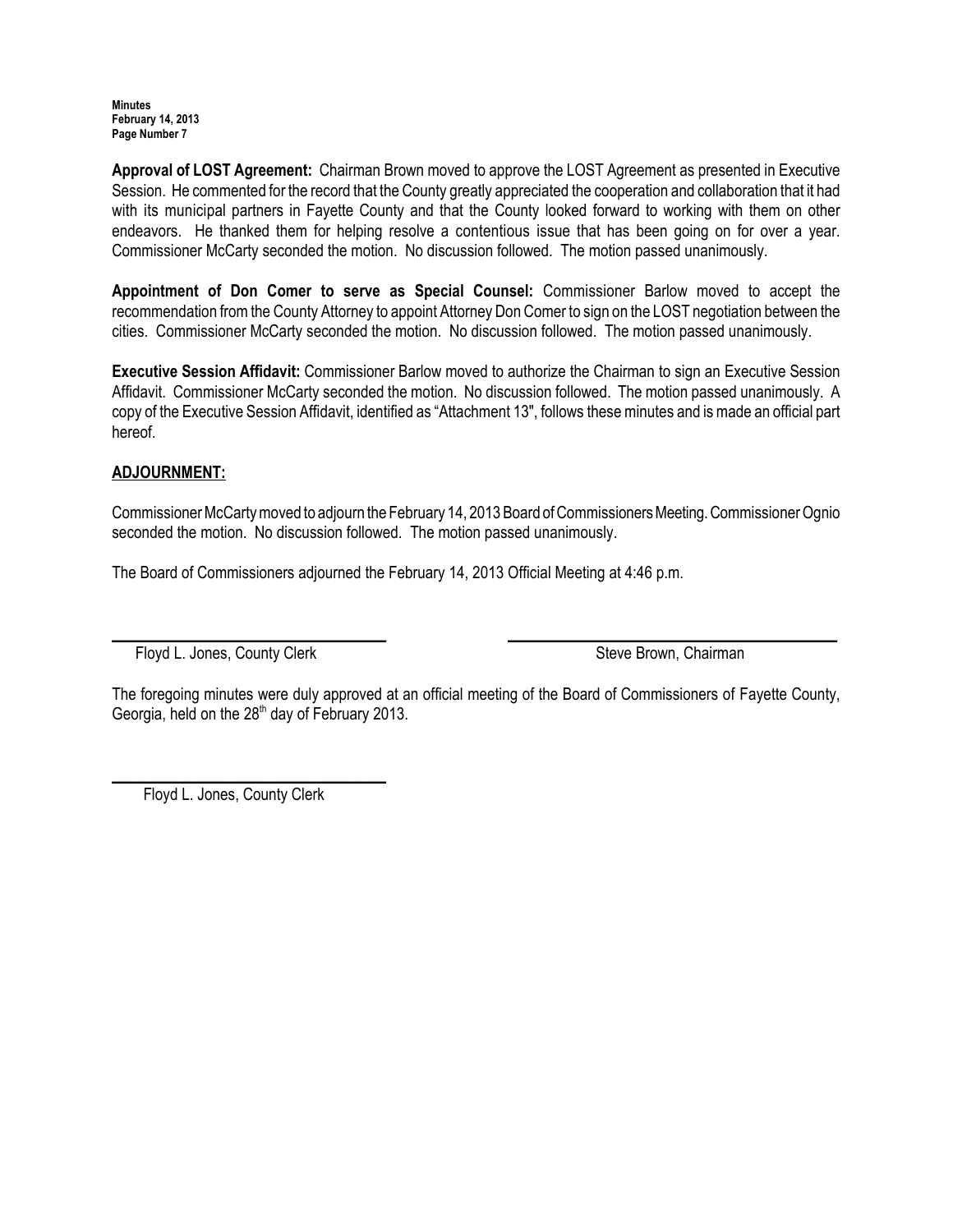**Approval of LOST Agreement:** Chairman Brown moved to approve the LOST Agreement as presented in Executive Session. He commented for the record that the County greatly appreciated the cooperation and collaboration that it had with its municipal partners in Fayette County and that the County looked forward to working with them on other endeavors. He thanked them for helping resolve a contentious issue that has been going on for over a year. Commissioner McCarty seconded the motion. No discussion followed. The motion passed unanimously.

**Appointment of Don Comer to serve as Special Counsel:** Commissioner Barlow moved to accept the recommendation from the County Attorney to appoint Attorney Don Comer to sign on the LOST negotiation between the cities. Commissioner McCarty seconded the motion. No discussion followed. The motion passed unanimously.

**Executive Session Affidavit:** Commissioner Barlow moved to authorize the Chairman to sign an Executive Session Affidavit. Commissioner McCarty seconded the motion. No discussion followed. The motion passed unanimously. A copy of the Executive Session Affidavit, identified as "Attachment 13", follows these minutes and is made an official part hereof.

## ADJOURNMENT:

Commissioner McCarty moved to adjourn the February 14, 2013 Board of Commissioners Meeting. Commissioner Ognio seconded the motion. No discussion followed. The motion passed unanimously.

The Board of Commissioners adjourned the February 14, 2013 Official Meeting at 4:46 p.m.

Floyd L. Jones, County Clerk

Steve Brown, Chairman

The foregoing minutes were duly approved at an official meeting of the Board of Commissioners of Fayette County, Georgia, held on the 28th day of February 2013.

Floyd L. Jones, County Clerk